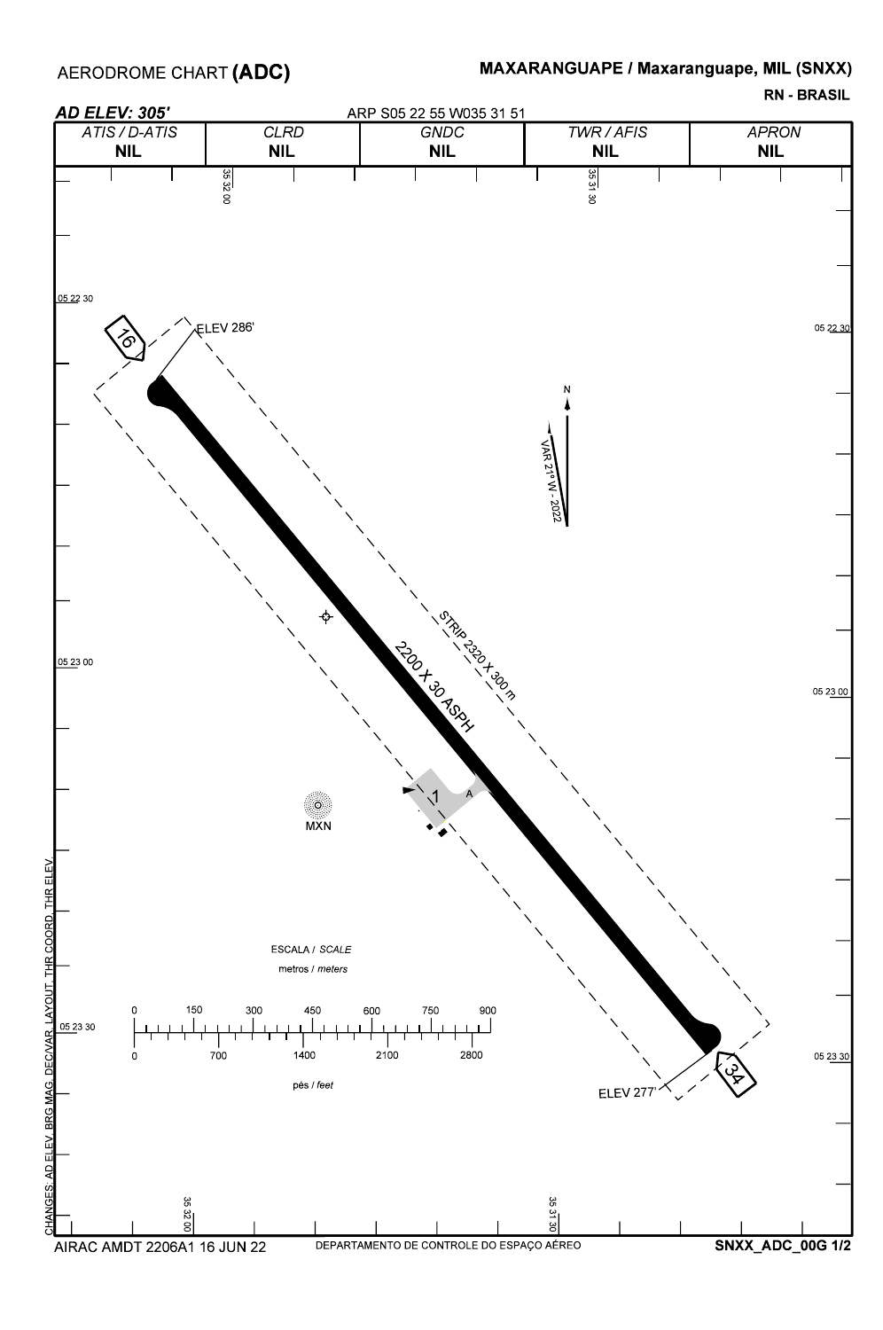# AERODROME CHART **(ADC)**

**MAXARANGUAPE / Maxaranguape, MIL (SNXX)**

**RN - BRASIL**

***AD ELEV: 305'***

ARP S05 22 55 W035 31 51

| *ATIS / D-ATIS* | *CLRD* | *GNDC* | *TWR / AFIS* | *APRON* |
|---|---|---|---|---|
| **NIL** | **NIL** | **NIL** | **NIL** | **NIL** |

35 32 00

35 31 30

05 22 30

05 23 00

05 23 30

16

ELEV 286'

N

VAR 21° W - 2022

STRIP 2320 X 300 m

2200 X 30 ASPH

1

A

MXN

34

ELEV 277'

ESCALA / *SCALE*

metros / *meters*

0 150 300 450 600 750 900

0 700 1400 2100 2800

pés / *feet*

CHANGES: AD ELEV, BRG MAG, DECVAR, LAYOUT, THR COORD, THR ELEV.

AIRAC AMDT 2206A1 16 JUN 22

DEPARTAMENTO DE CONTROLE DO ESPAÇO AÉREO

**SNXX_ADC_00G 1/2**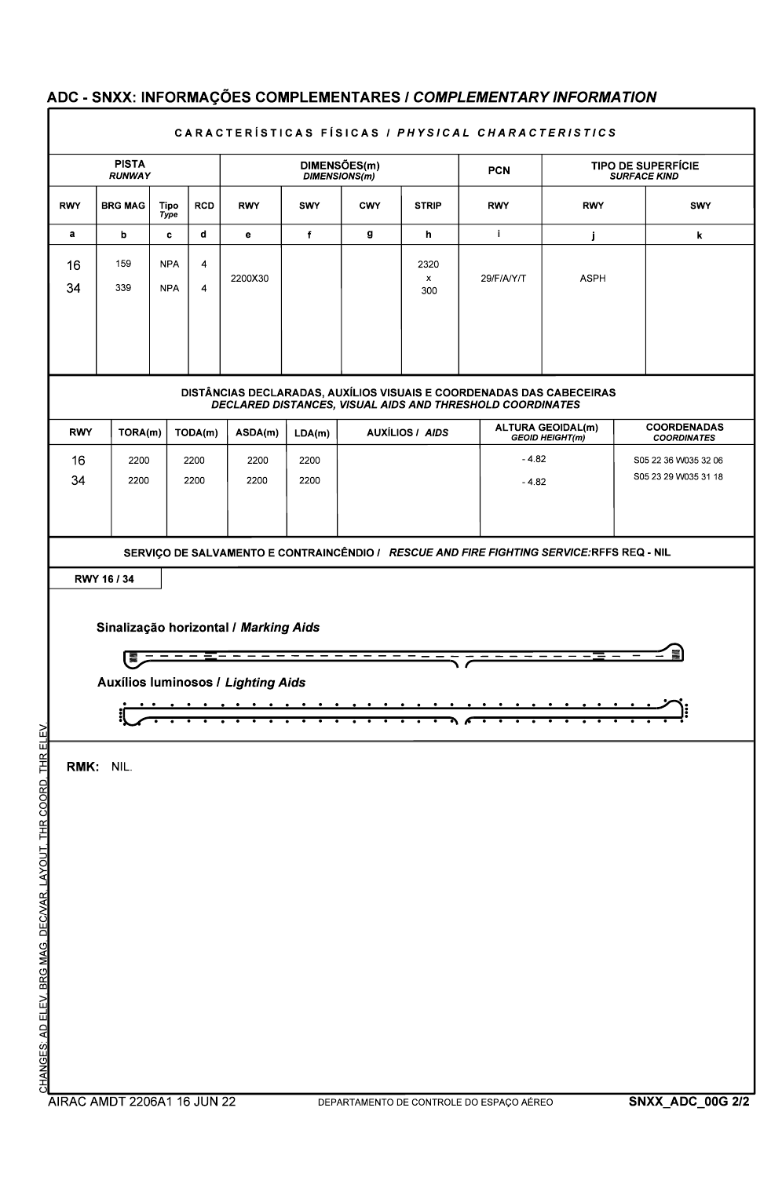## ADC - SNXX: INFORMAÇÕES COMPLEMENTARES / *COMPLEMENTARY INFORMATION*

| CARACTERÍSTICAS FÍSICAS / *PHYSICAL CHARACTERISTICS* | | | | | | | | | | |
|---|---|---|---|---|---|---|---|---|---|---|
| PISTA *RUNWAY* | | | | DIMENSÕES(m) *DIMENSIONS(m)* | | | | PCN | TIPO DE SUPERFÍCIE *SURFACE KIND* | |
| RWY | BRG MAG | Tipo *Type* | RCD | RWY | SWY | CWY | STRIP | RWY | RWY | SWY |
| a | b | c | d | e | f | g | h | i | j | k |
| 16 | 159 | NPA | 4 | 2200X30 | | | 2320 x 300 | 29/F/A/Y/T | ASPH | |
| 34 | 339 | NPA | 4 | | | | | | | |

| DISTÂNCIAS DECLARADAS, AUXÍLIOS VISUAIS E COORDENADAS DAS CABECEIRAS *DECLARED DISTANCES, VISUAL AIDS AND THRESHOLD COORDINATES* | | | | | | | |
|---|---|---|---|---|---|---|---|
| RWY | TORA(m) | TODA(m) | ASDA(m) | LDA(m) | AUXÍLIOS / *AIDS* | ALTURA GEOIDAL(m) *GEOID HEIGHT(m)* | COORDENADAS *COORDINATES* |
| 16 | 2200 | 2200 | 2200 | 2200 | | - 4.82 | S05 22 36 W035 32 06 |
| 34 | 2200 | 2200 | 2200 | 2200 | | - 4.82 | S05 23 29 W035 31 18 |

SERVIÇO DE SALVAMENTO E CONTRAINCÊNDIO / *RESCUE AND FIRE FIGHTING SERVICE:* RFFS REQ - NIL

RWY 16 / 34

Sinalização horizontal / *Marking Aids*

Auxílios luminosos / *Lighting Aids*

**RMK:** NIL.

CHANGES: AD ELEV, BRG MAG, DEC/VAR, LAYOUT, THR COORD, THR ELEV.

AIRAC AMDT 2206A1 16 JUN 22

DEPARTAMENTO DE CONTROLE DO ESPAÇO AÉREO

SNXX_ADC_00G 2/2